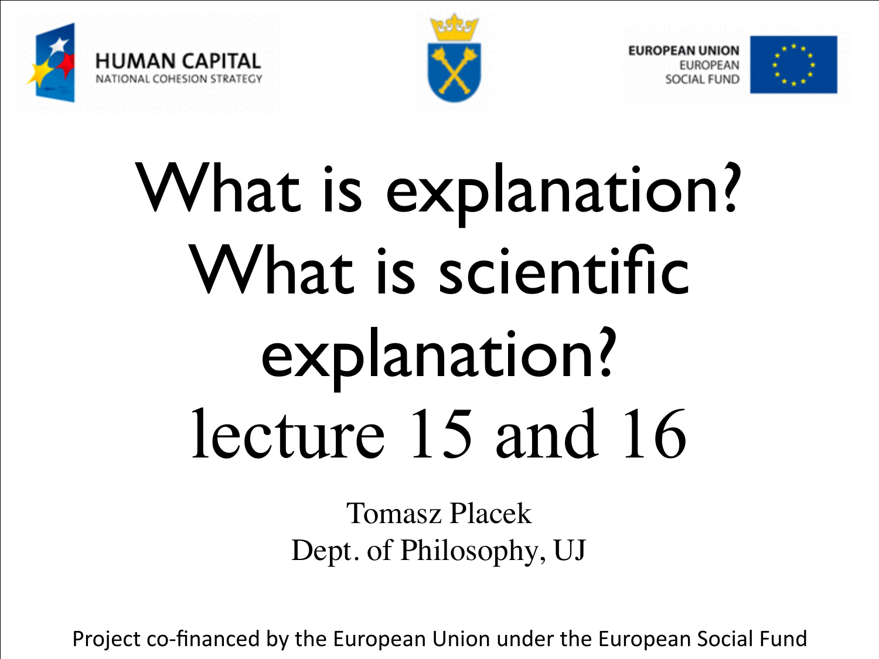HUMAN CAPITAL
NATIONAL COHESION STRATEGY

EUROPEAN UNION
EUROPEAN SOCIAL FUND

# What is explanation? What is scientific explanation? lecture 15 and 16

Tomasz Placek
Dept. of Philosophy, UJ

Project co-financed by the European Union under the European Social Fund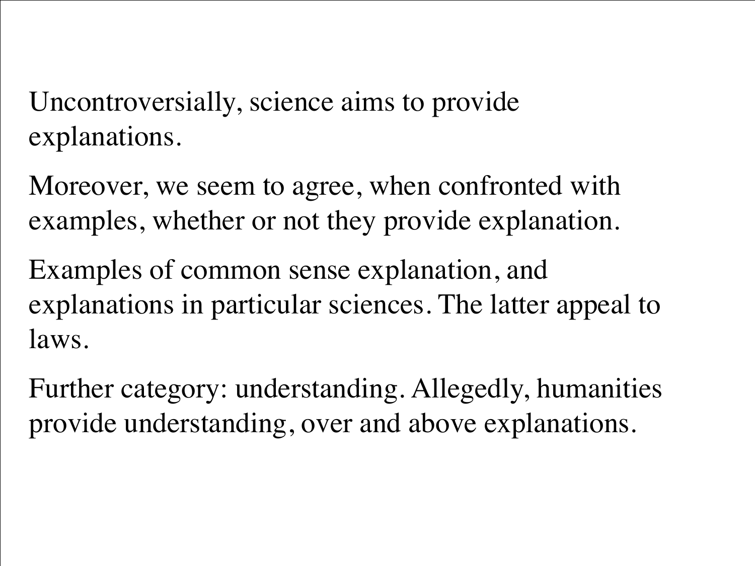Uncontroversially, science aims to provide explanations.

Moreover, we seem to agree, when confronted with examples, whether or not they provide explanation.

Examples of common sense explanation, and explanations in particular sciences. The latter appeal to laws.

Further category: understanding. Allegedly, humanities provide understanding, over and above explanations.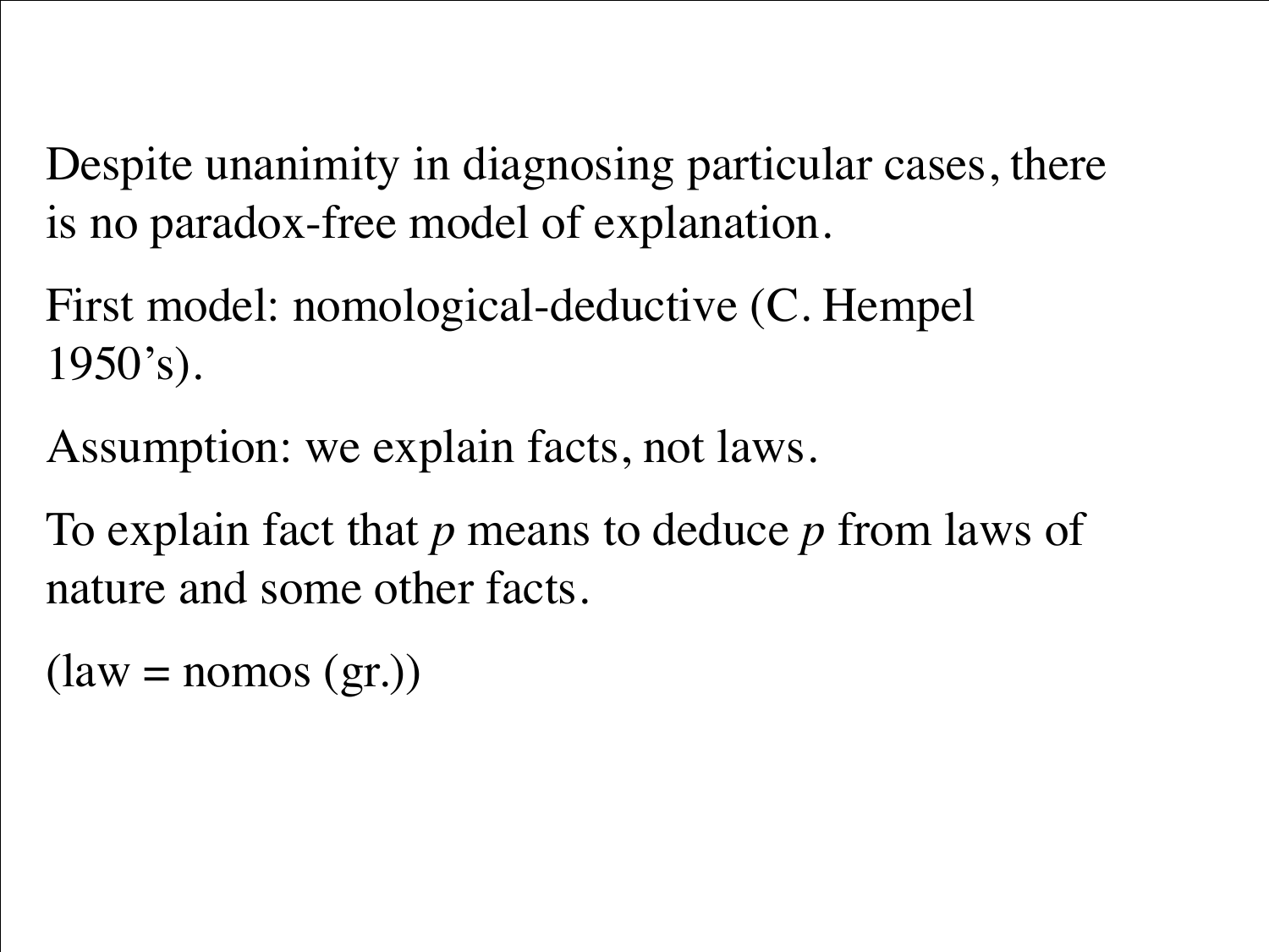Despite unanimity in diagnosing particular cases, there is no paradox-free model of explanation.

First model: nomological-deductive (C. Hempel 1950's).

Assumption: we explain facts, not laws.

To explain fact that *p* means to deduce *p* from laws of nature and some other facts.

(law = nomos (gr.))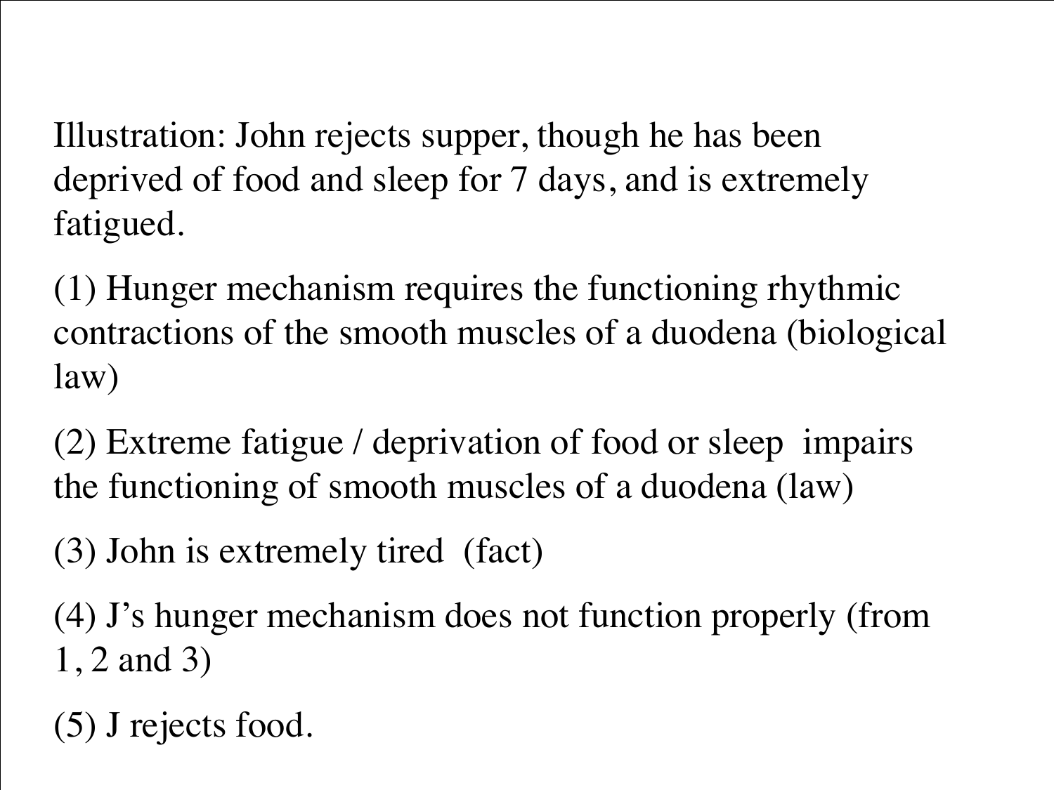Illustration: John rejects supper, though he has been deprived of food and sleep for 7 days, and is extremely fatigued.

(1) Hunger mechanism requires the functioning rhythmic contractions of the smooth muscles of a duodena (biological law)

(2) Extreme fatigue / deprivation of food or sleep impairs the functioning of smooth muscles of a duodena (law)

(3) John is extremely tired (fact)

(4) J's hunger mechanism does not function properly (from 1, 2 and 3)

(5) J rejects food.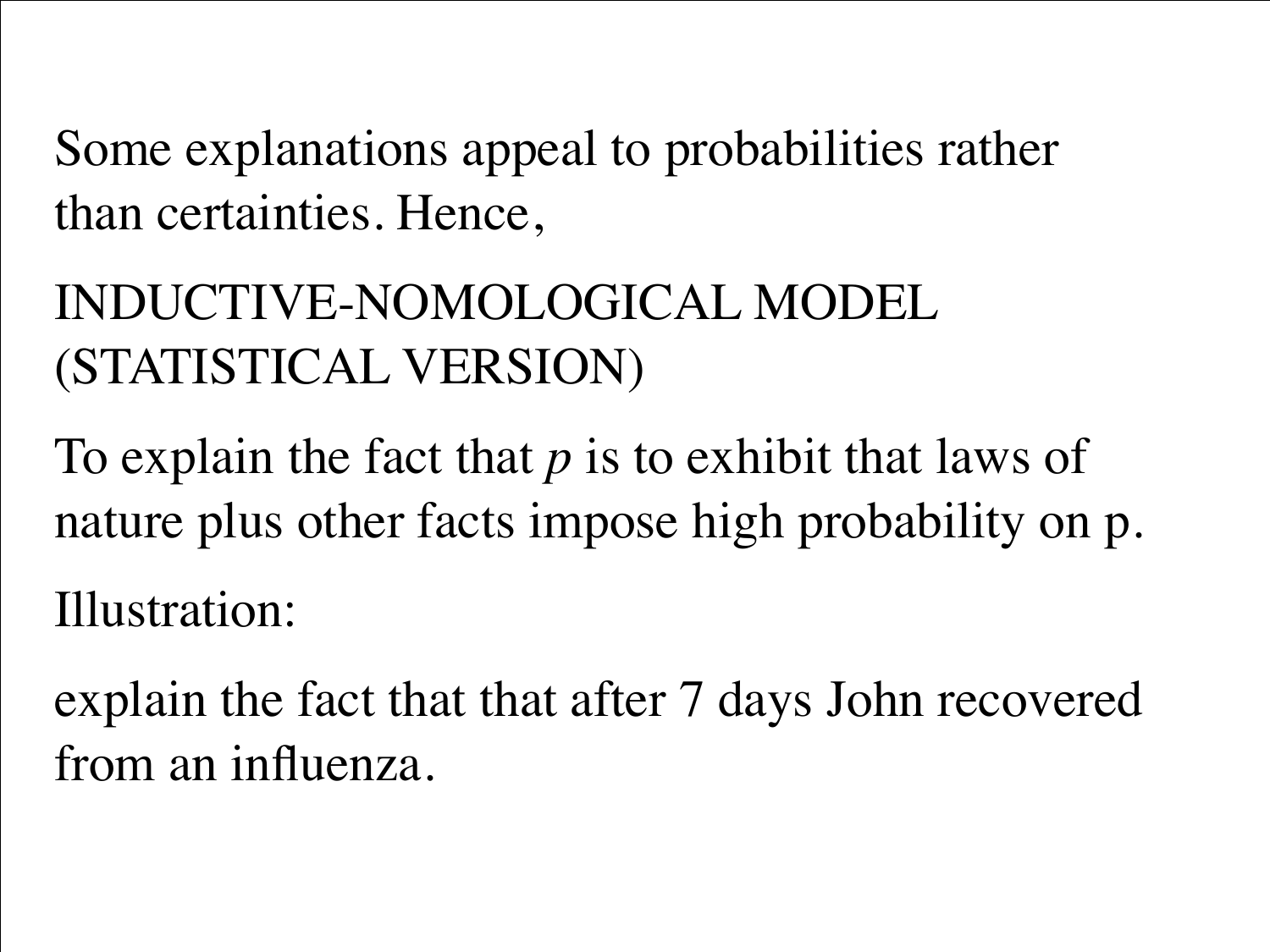Some explanations appeal to probabilities rather than certainties. Hence,

## INDUCTIVE-NOMOLOGICAL MODEL (STATISTICAL VERSION)

To explain the fact that *p* is to exhibit that laws of nature plus other facts impose high probability on p.

Illustration:

explain the fact that that after 7 days John recovered from an influenza.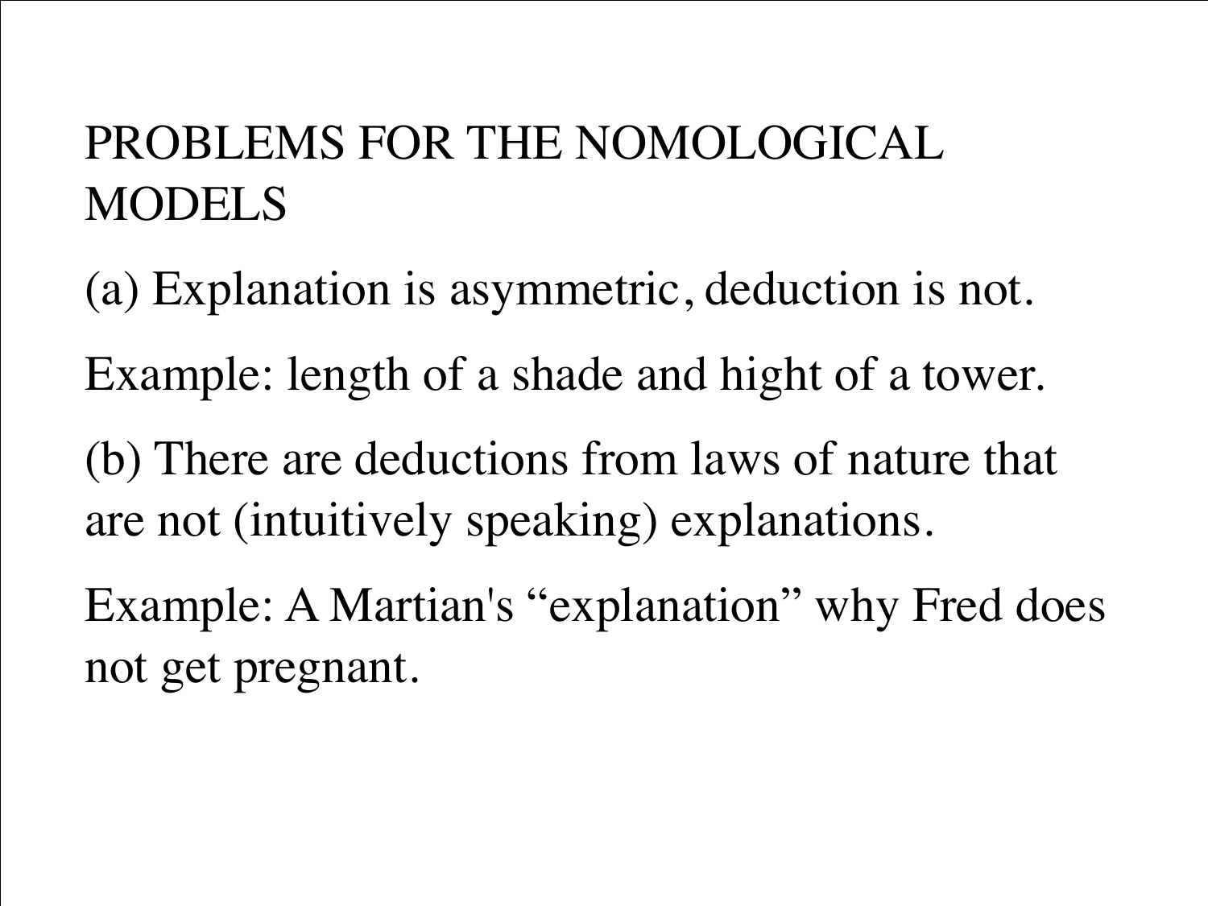# PROBLEMS FOR THE NOMOLOGICAL MODELS

(a) Explanation is asymmetric, deduction is not.

Example: length of a shade and hight of a tower.

(b) There are deductions from laws of nature that are not (intuitively speaking) explanations.

Example: A Martian's "explanation" why Fred does not get pregnant.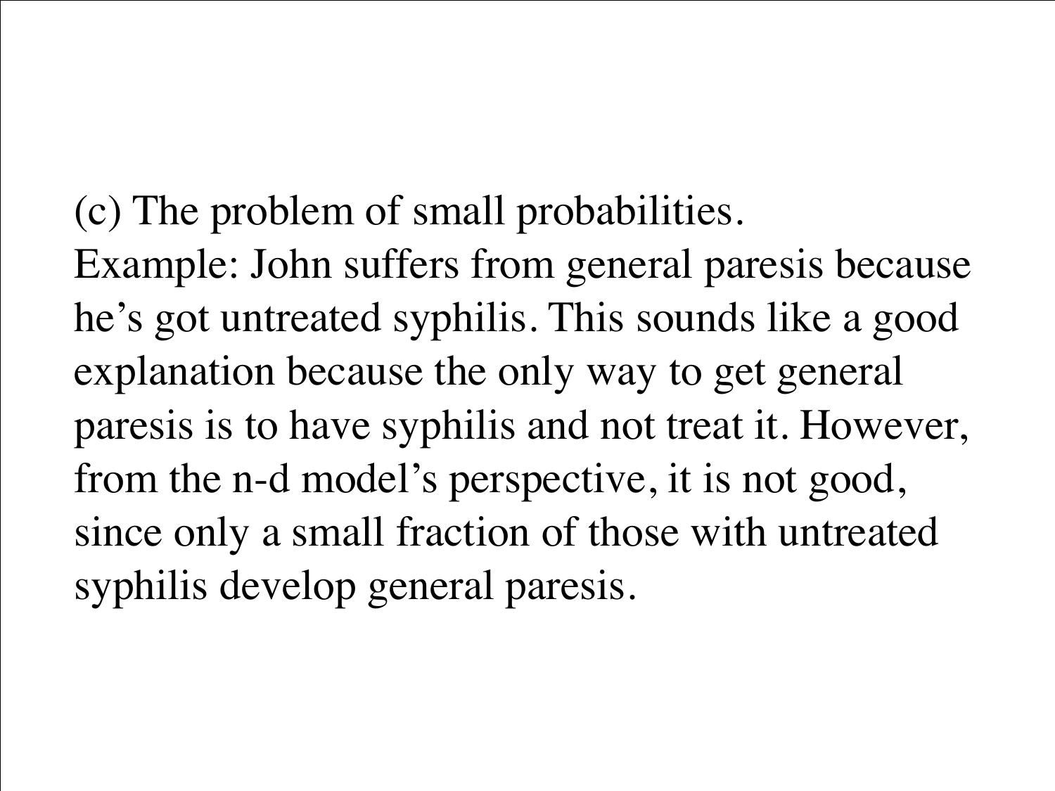(c) The problem of small probabilities.

Example: John suffers from general paresis because he's got untreated syphilis. This sounds like a good explanation because the only way to get general paresis is to have syphilis and not treat it. However, from the n-d model's perspective, it is not good, since only a small fraction of those with untreated syphilis develop general paresis.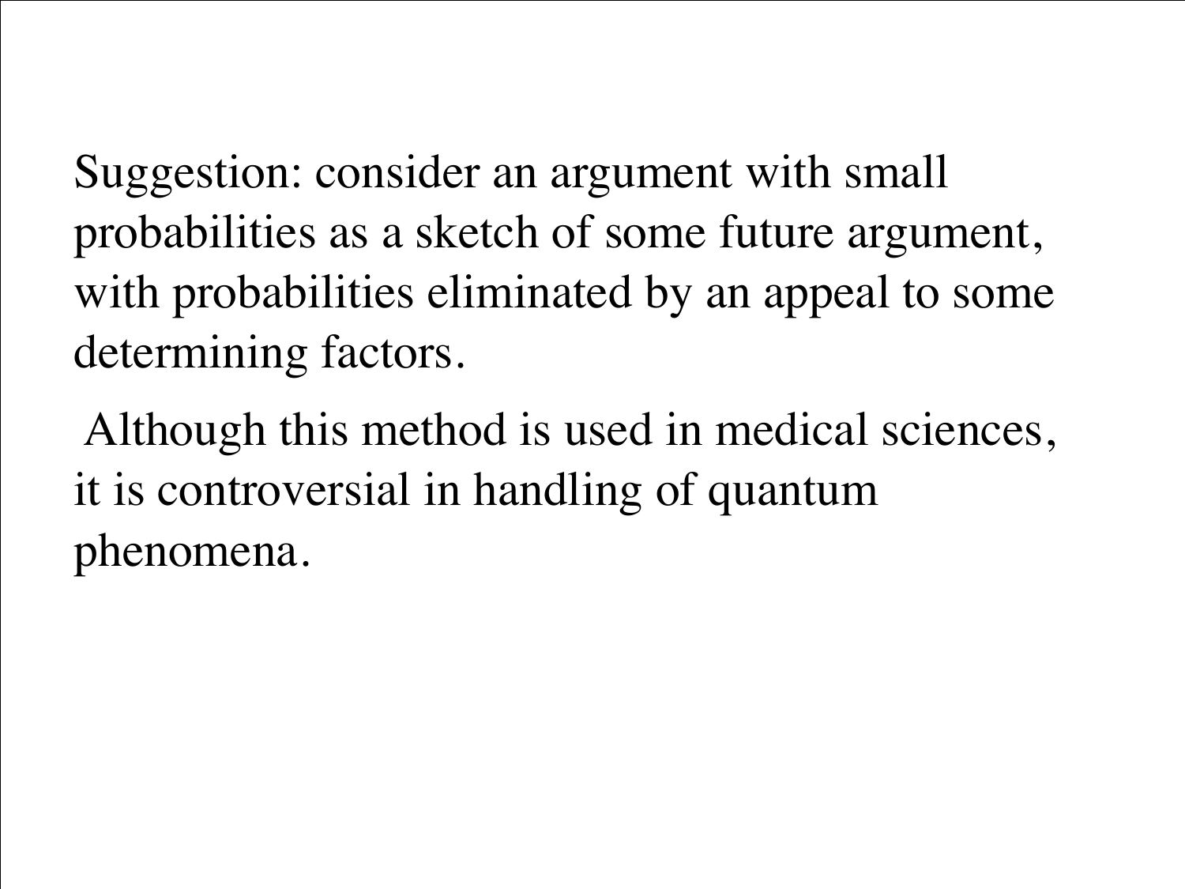Suggestion: consider an argument with small probabilities as a sketch of some future argument, with probabilities eliminated by an appeal to some determining factors.

Although this method is used in medical sciences, it is controversial in handling of quantum phenomena.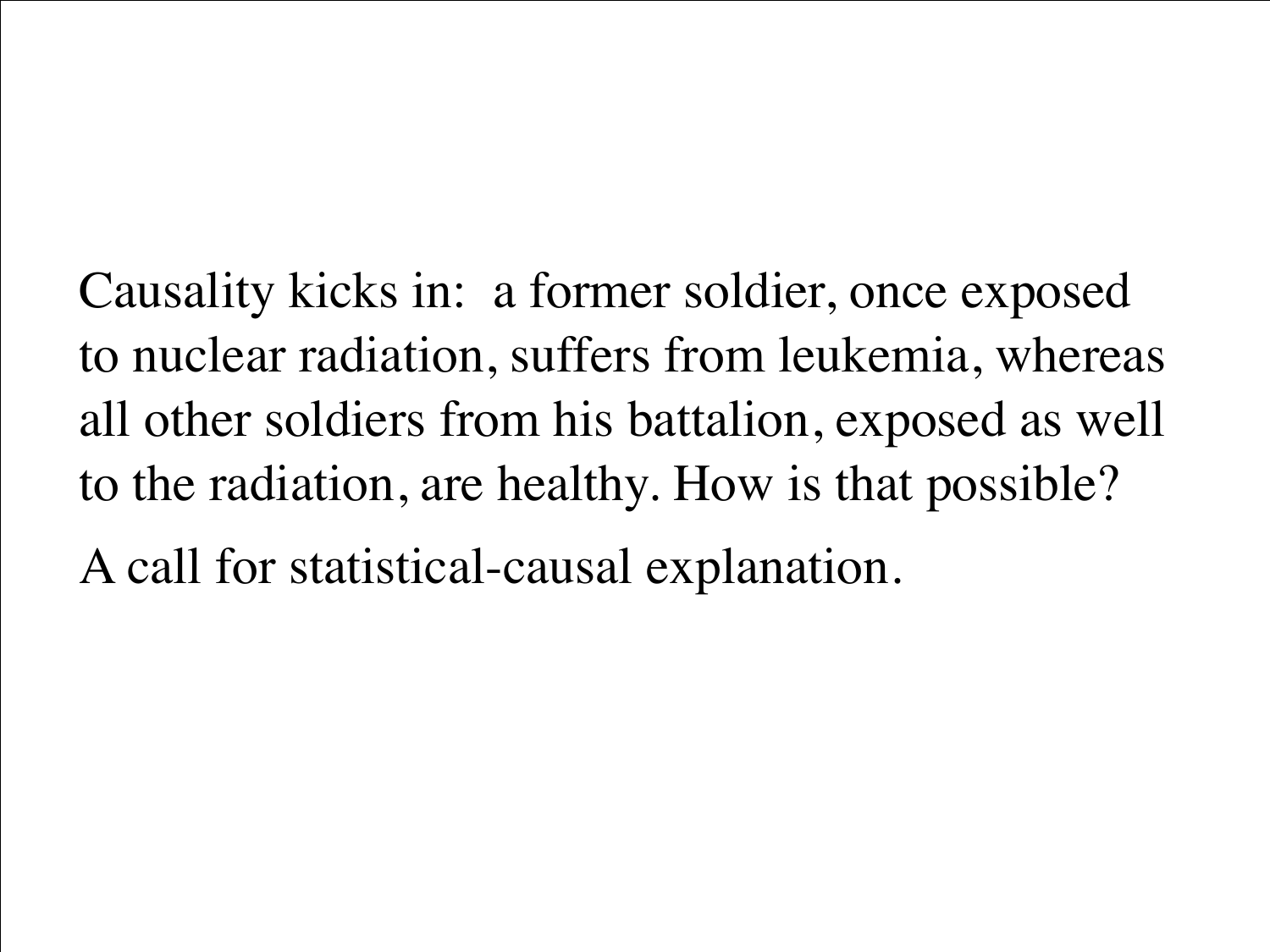Causality kicks in: a former soldier, once exposed to nuclear radiation, suffers from leukemia, whereas all other soldiers from his battalion, exposed as well to the radiation, are healthy. How is that possible?

A call for statistical-causal explanation.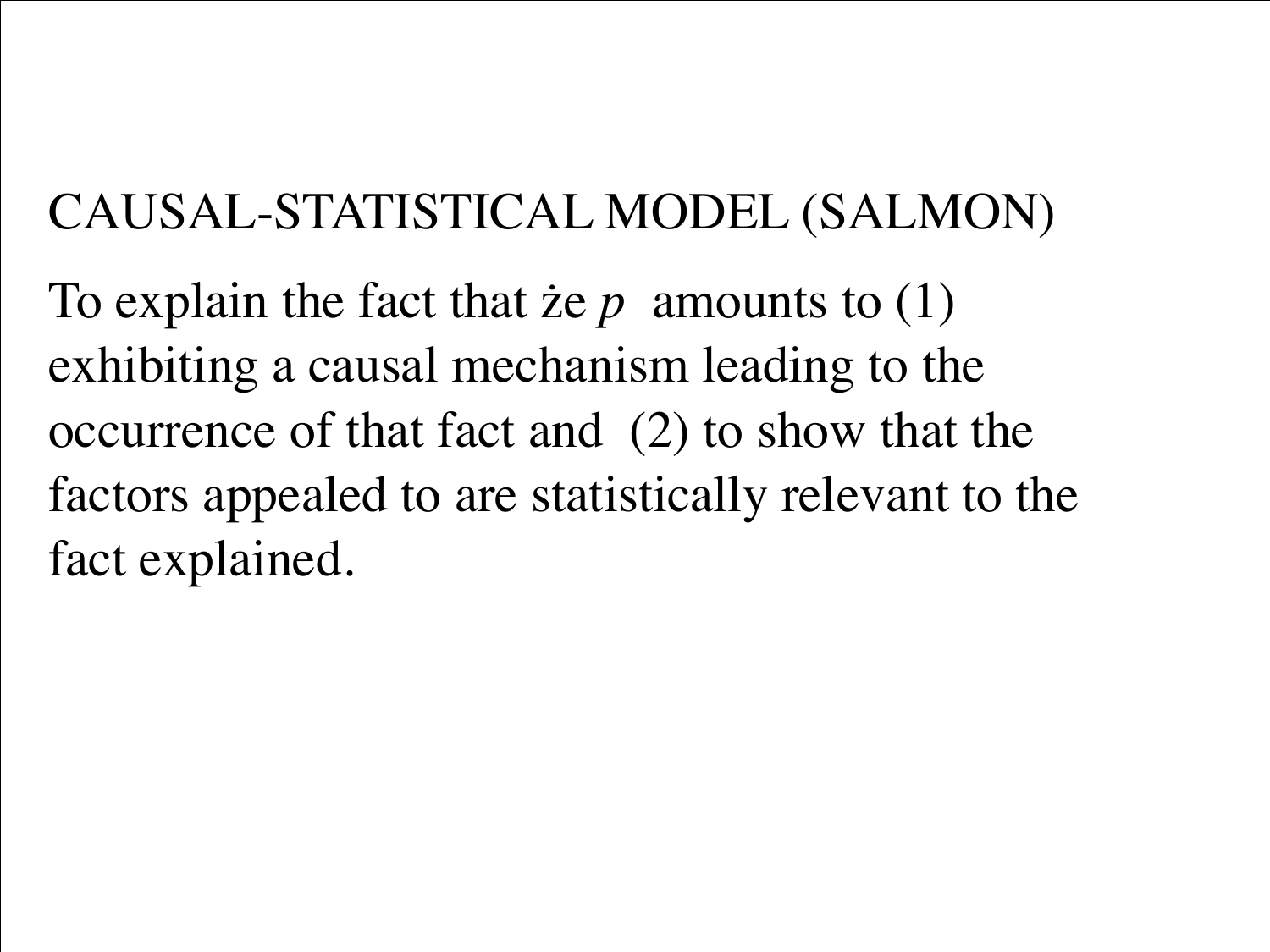# CAUSAL-STATISTICAL MODEL (SALMON)

To explain the fact that że *p* amounts to (1) exhibiting a causal mechanism leading to the occurrence of that fact and (2) to show that the factors appealed to are statistically relevant to the fact explained.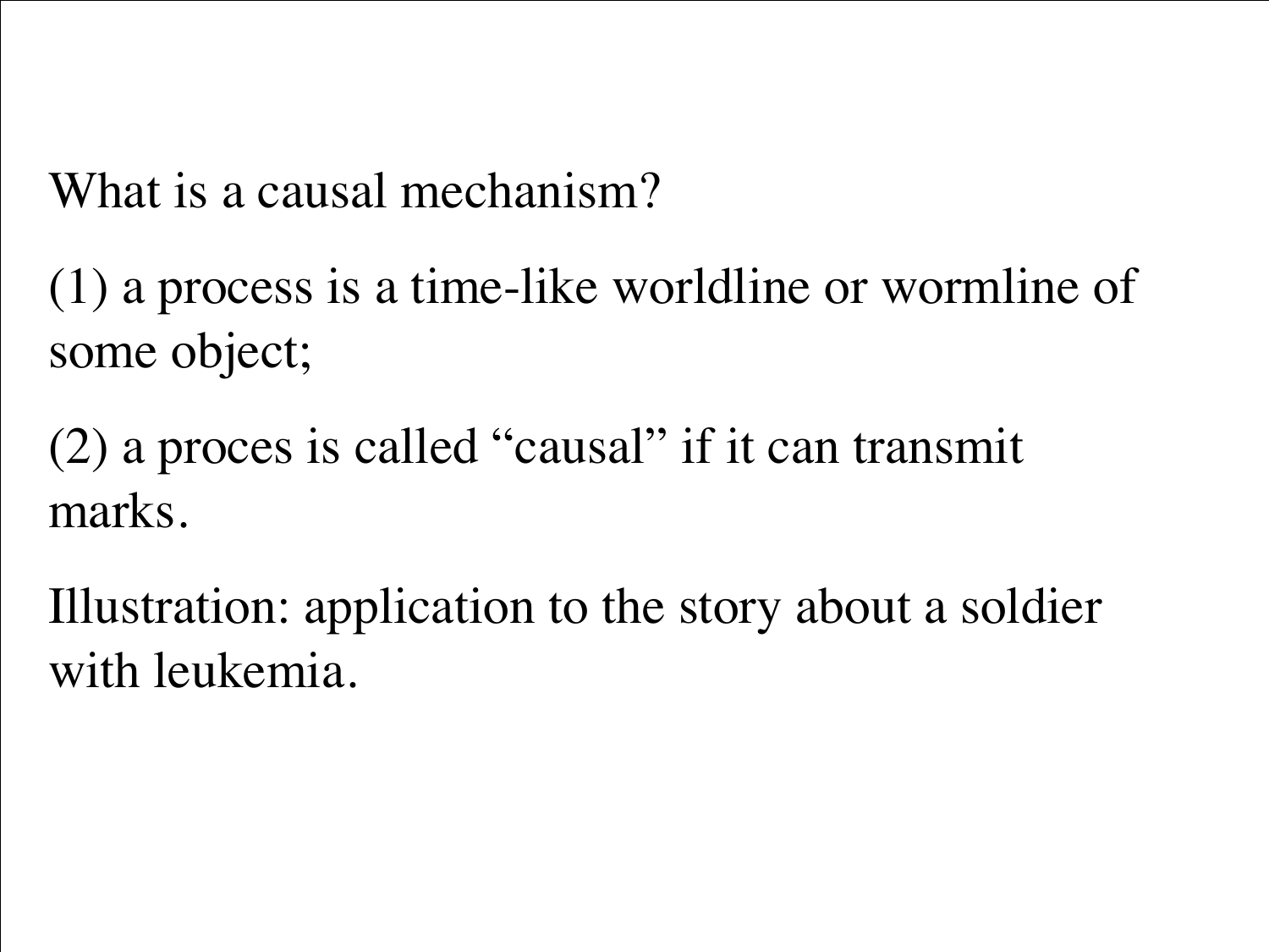What is a causal mechanism?

(1) a process is a time-like worldline or wormline of some object;

(2) a proces is called “causal” if it can transmit marks.

Illustration: application to the story about a soldier with leukemia.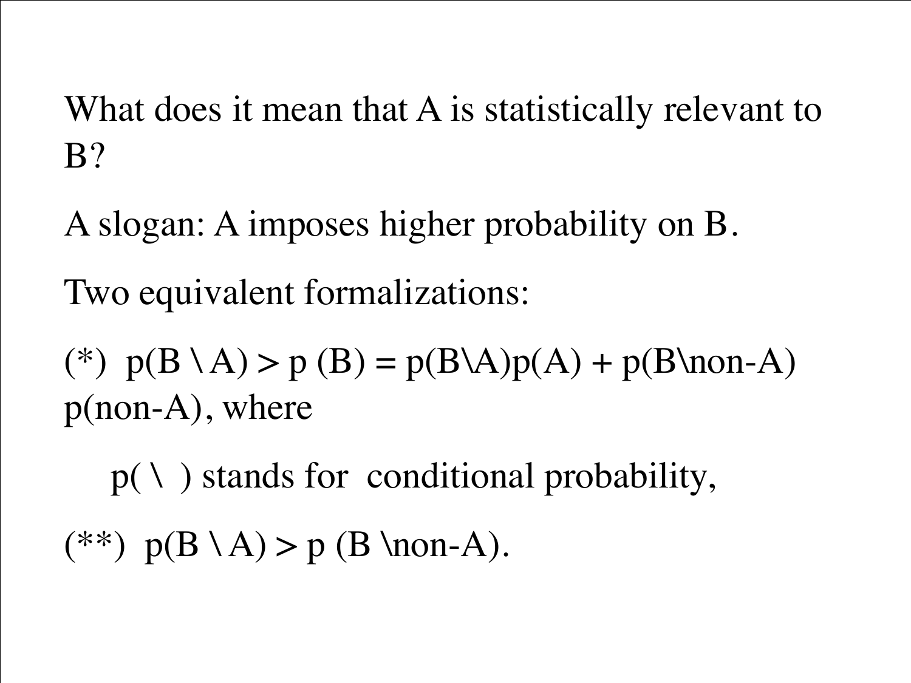What does it mean that A is statistically relevant to B?

A slogan: A imposes higher probability on B.

Two equivalent formalizations:

(*) $p(B \backslash A) > p(B) = p(B \backslash A)p(A) + p(B \backslash \text{non-}A)\, p(\text{non-}A)$, where

$p(\ \backslash\ )$ stands for conditional probability,

(**) $p(B \backslash A) > p(B \backslash \text{non-}A)$.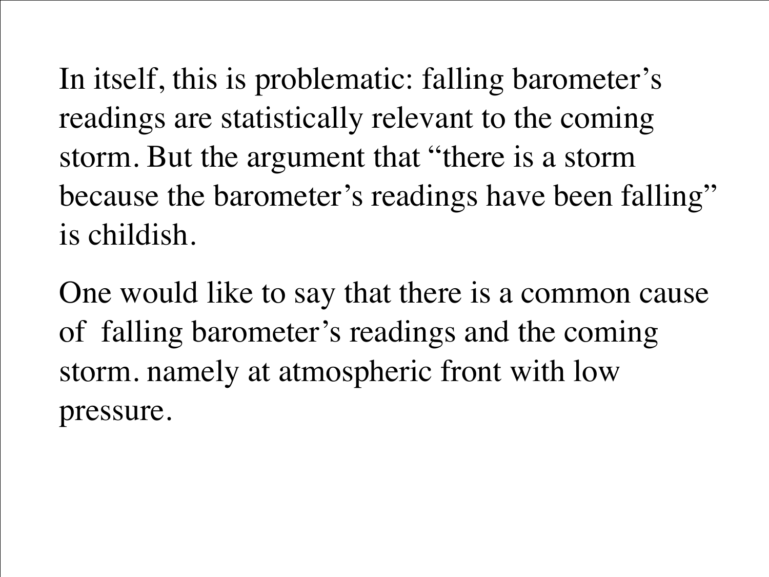In itself, this is problematic: falling barometer's readings are statistically relevant to the coming storm. But the argument that "there is a storm because the barometer's readings have been falling" is childish.

One would like to say that there is a common cause of  falling barometer's readings and the coming storm. namely at atmospheric front with low pressure.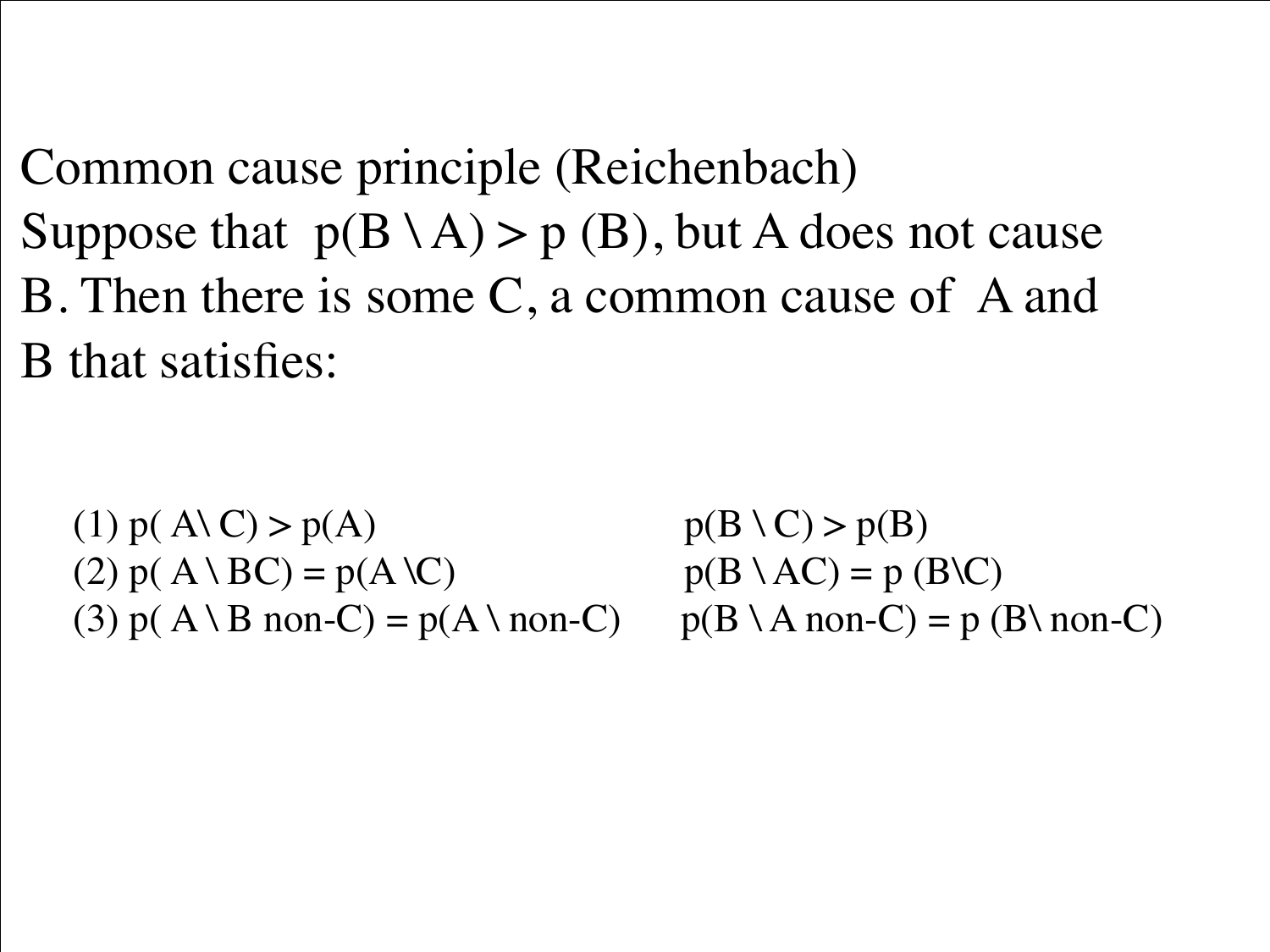Common cause principle (Reichenbach)

Suppose that $p(B \setminus A) > p(B)$, but A does not cause B. Then there is some C, a common cause of A and B that satisfies:

(1) $p(A \setminus C) > p(A)$ $\quad$ $p(B \setminus C) > p(B)$

(2) $p(A \setminus BC) = p(A \setminus C)$ $\quad$ $p(B \setminus AC) = p(B \setminus C)$

(3) $p(A \setminus B \text{ non-}C) = p(A \setminus \text{non-}C)$ $\quad$ $p(B \setminus A \text{ non-}C) = p(B \setminus \text{non-}C)$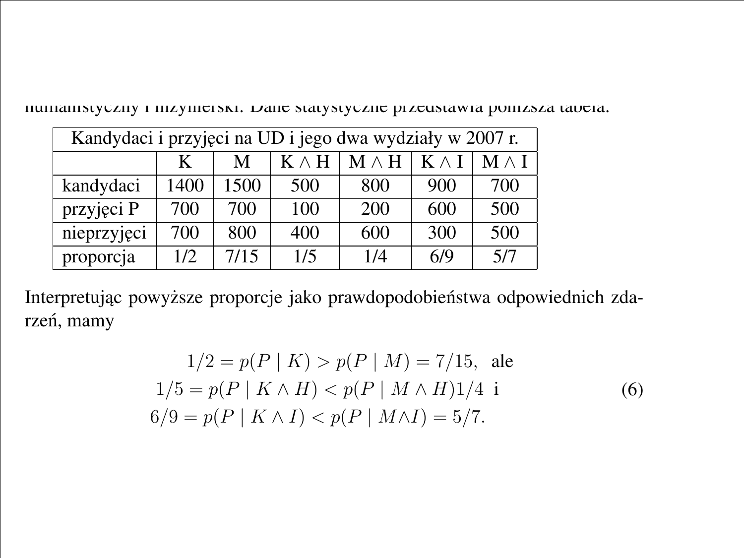humanistyczny i inżynierski. Dane statystyczne przedstawia poniższa tabela.

| Kandydaci i przyjęci na UD i jego dwa wydziały w 2007 r. | | | | | | |
|---|---|---|---|---|---|---|
| | K | M | K ∧ H | M ∧ H | K ∧ I | M ∧ I |
| kandydaci | 1400 | 1500 | 500 | 800 | 900 | 700 |
| przyjęci P | 700 | 700 | 100 | 200 | 600 | 500 |
| nieprzyjęci | 700 | 800 | 400 | 600 | 300 | 500 |
| proporcja | 1/2 | 7/15 | 1/5 | 1/4 | 6/9 | 5/7 |

Interpretując powyższe proporcje jako prawdopodobieństwa odpowiednich zdarzeń, mamy

$$
\begin{aligned}
1/2 = p(P \mid K) > p(P \mid M) = 7/15, \text{ ale} \\
1/5 = p(P \mid K \wedge H) < p(P \mid M \wedge H)1/4 \text{ i} \\
6/9 = p(P \mid K \wedge I) < p(P \mid M \wedge I) = 5/7.
\end{aligned}
\tag{6}
$$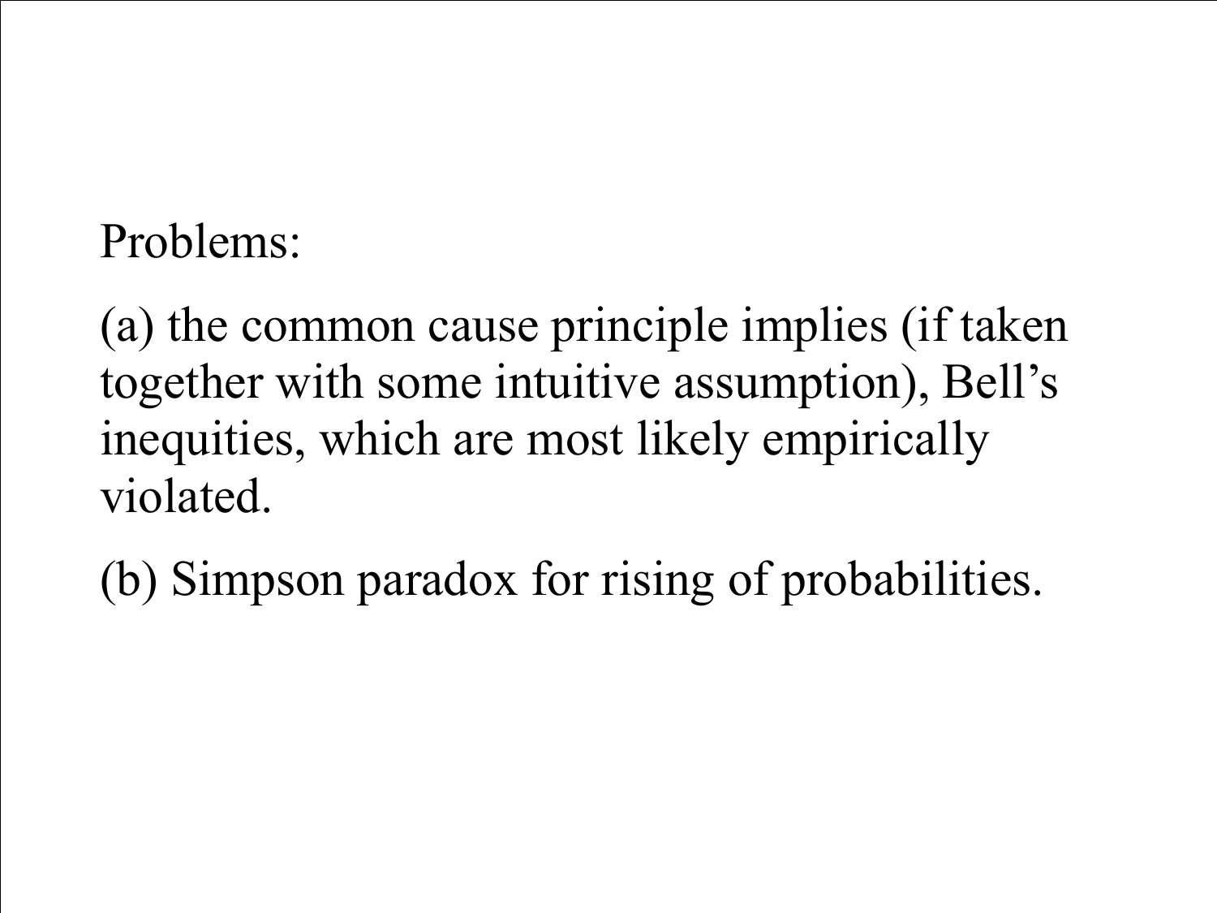Problems:

(a) the common cause principle implies (if taken together with some intuitive assumption), Bell's inequities, which are most likely empirically violated.

(b) Simpson paradox for rising of probabilities.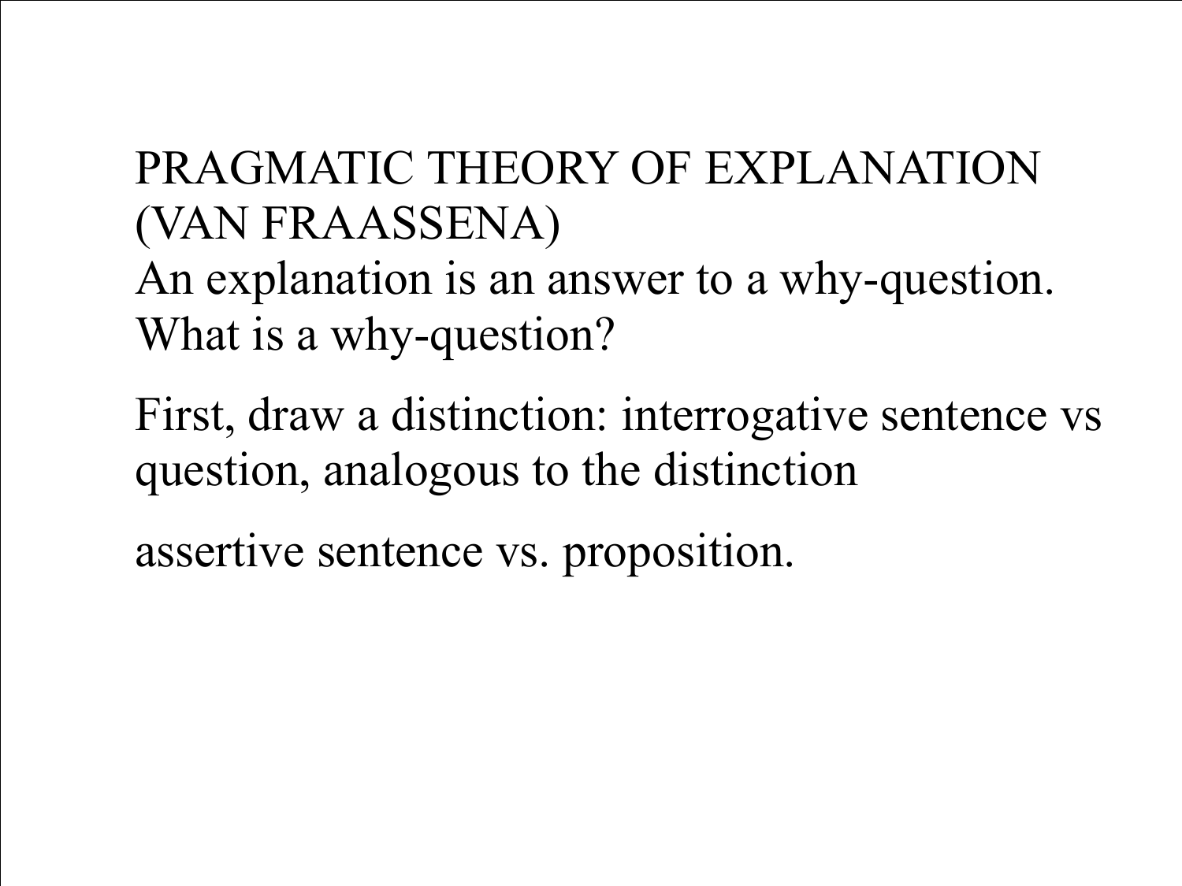# PRAGMATIC THEORY OF EXPLANATION (VAN FRAASSENA)

An explanation is an answer to a why-question. What is a why-question?

First, draw a distinction: interrogative sentence vs question, analogous to the distinction

assertive sentence vs. proposition.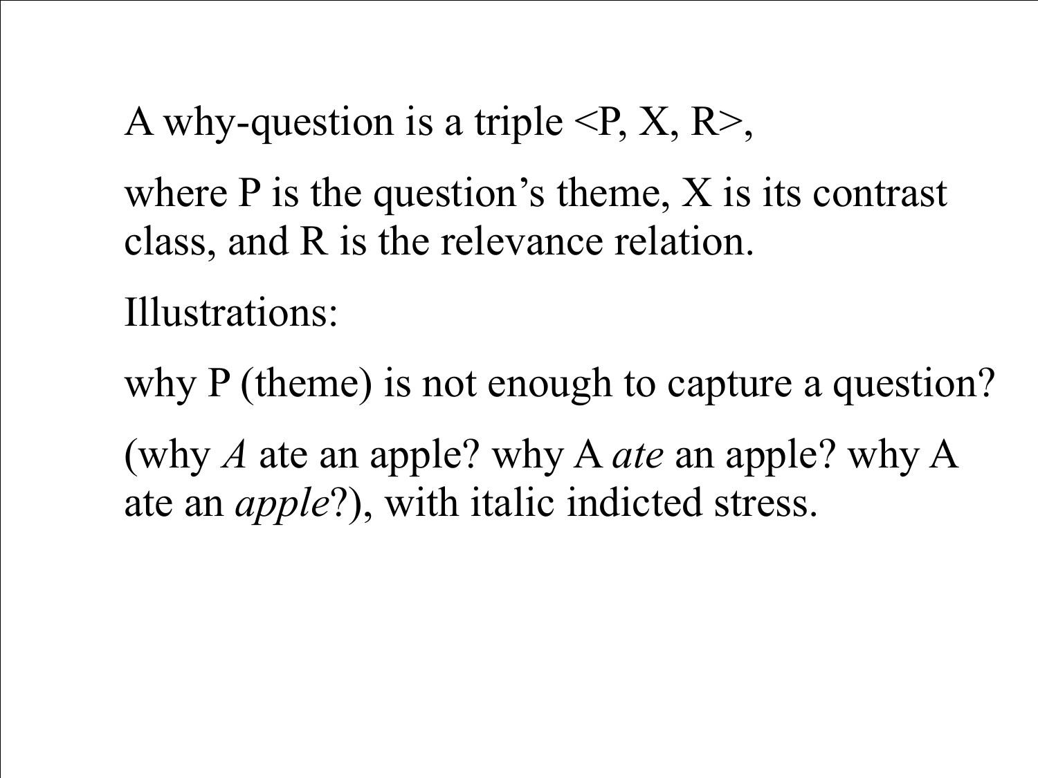A why-question is a triple <P, X, R>,

where P is the question's theme, X is its contrast class, and R is the relevance relation.

Illustrations:

why P (theme) is not enough to capture a question?

(why *A* ate an apple? why A *ate* an apple? why A ate an *apple*?), with italic indicted stress.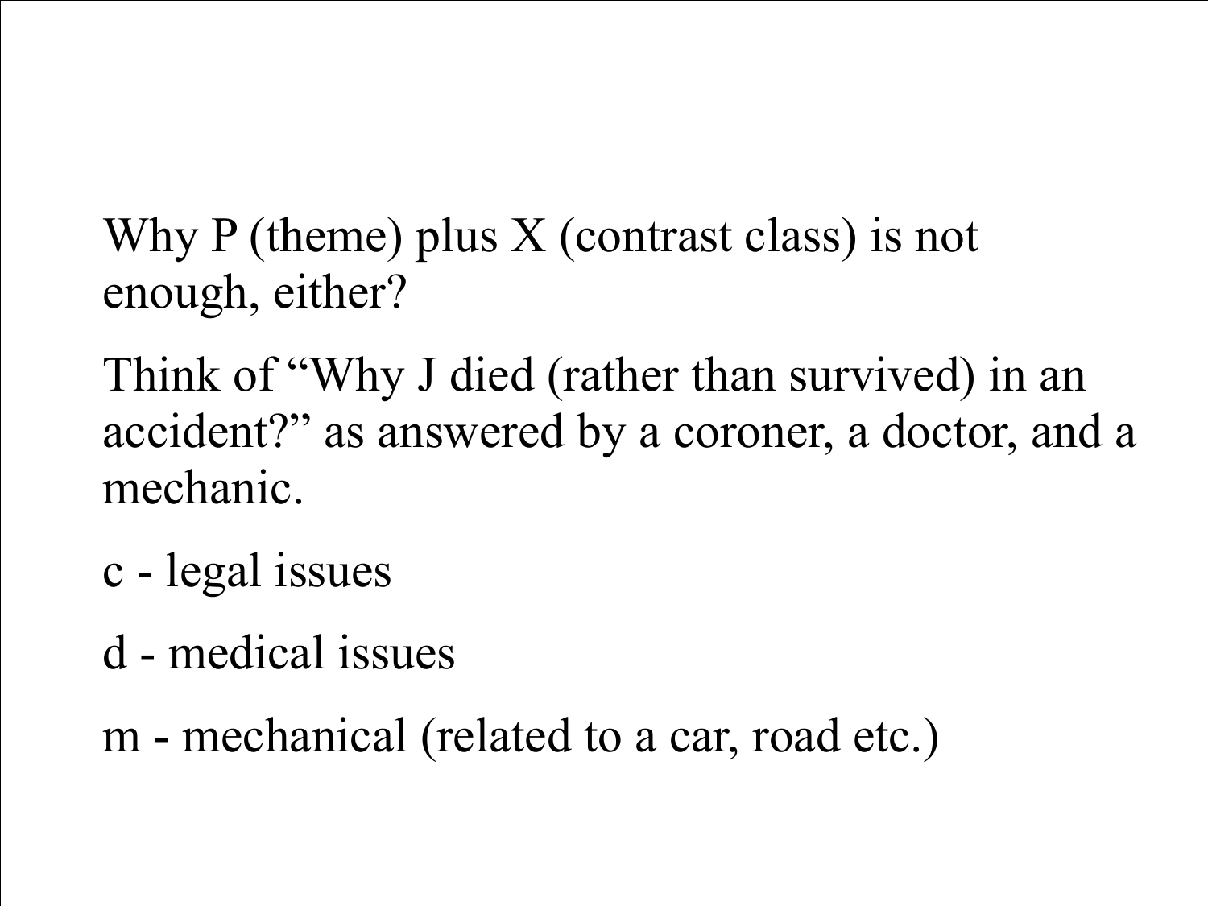Why P (theme) plus X (contrast class) is not enough, either?

Think of “Why J died (rather than survived) in an accident?” as answered by a coroner, a doctor, and a mechanic.

c - legal issues

d - medical issues

m - mechanical (related to a car, road etc.)